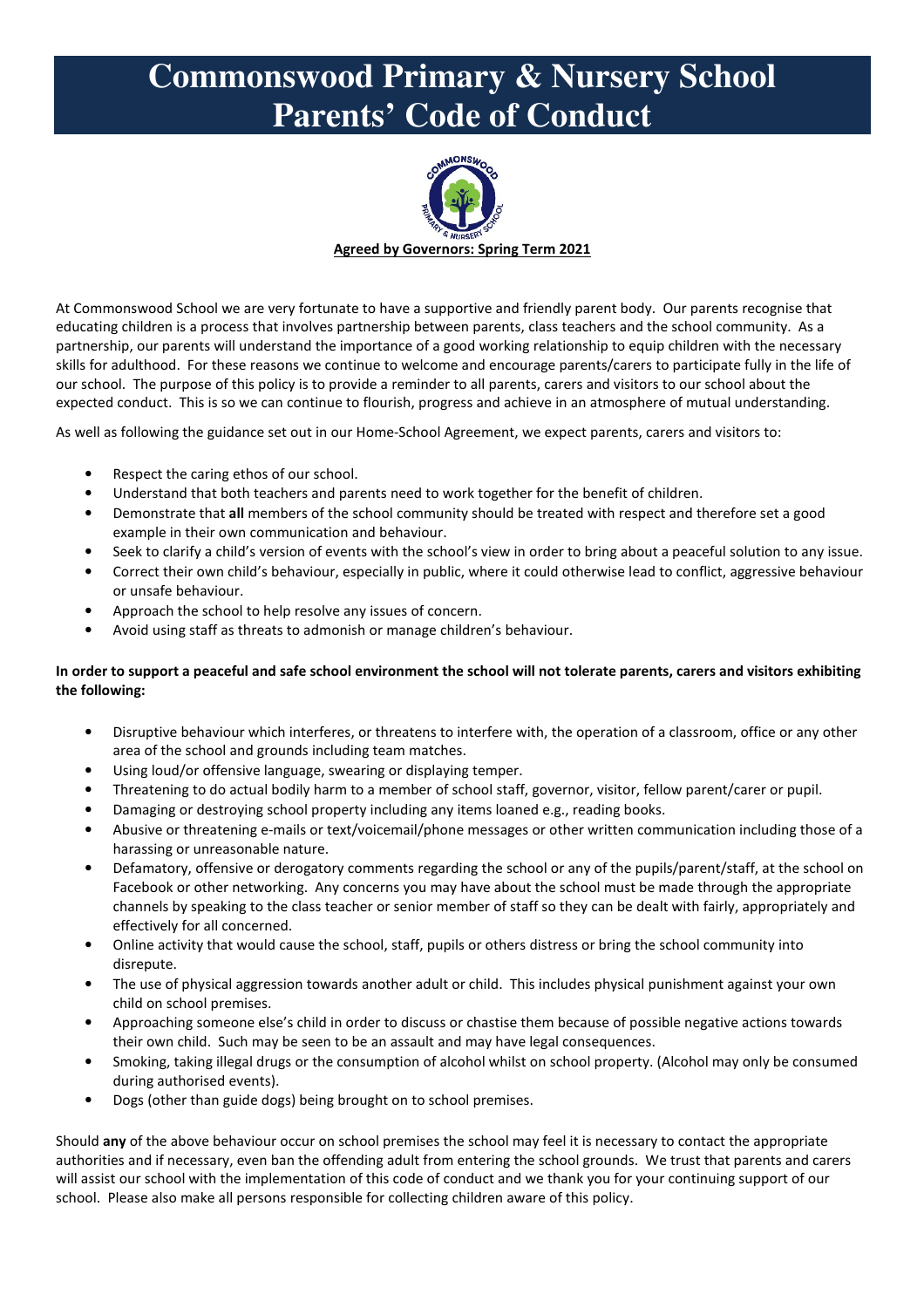# Commonswood Primary & Nursery School
# Parents' Code of Conduct

**Agreed by Governors: Spring Term 2021**

At Commonswood School we are very fortunate to have a supportive and friendly parent body. Our parents recognise that educating children is a process that involves partnership between parents, class teachers and the school community. As a partnership, our parents will understand the importance of a good working relationship to equip children with the necessary skills for adulthood. For these reasons we continue to welcome and encourage parents/carers to participate fully in the life of our school. The purpose of this policy is to provide a reminder to all parents, carers and visitors to our school about the expected conduct. This is so we can continue to flourish, progress and achieve in an atmosphere of mutual understanding.

As well as following the guidance set out in our Home-School Agreement, we expect parents, carers and visitors to:

- Respect the caring ethos of our school.
- Understand that both teachers and parents need to work together for the benefit of children.
- Demonstrate that **all** members of the school community should be treated with respect and therefore set a good example in their own communication and behaviour.
- Seek to clarify a child's version of events with the school's view in order to bring about a peaceful solution to any issue.
- Correct their own child's behaviour, especially in public, where it could otherwise lead to conflict, aggressive behaviour or unsafe behaviour.
- Approach the school to help resolve any issues of concern.
- Avoid using staff as threats to admonish or manage children's behaviour.

**In order to support a peaceful and safe school environment the school will not tolerate parents, carers and visitors exhibiting the following:**

- Disruptive behaviour which interferes, or threatens to interfere with, the operation of a classroom, office or any other area of the school and grounds including team matches.
- Using loud/or offensive language, swearing or displaying temper.
- Threatening to do actual bodily harm to a member of school staff, governor, visitor, fellow parent/carer or pupil.
- Damaging or destroying school property including any items loaned e.g., reading books.
- Abusive or threatening e-mails or text/voicemail/phone messages or other written communication including those of a harassing or unreasonable nature.
- Defamatory, offensive or derogatory comments regarding the school or any of the pupils/parent/staff, at the school on Facebook or other networking. Any concerns you may have about the school must be made through the appropriate channels by speaking to the class teacher or senior member of staff so they can be dealt with fairly, appropriately and effectively for all concerned.
- Online activity that would cause the school, staff, pupils or others distress or bring the school community into disrepute.
- The use of physical aggression towards another adult or child. This includes physical punishment against your own child on school premises.
- Approaching someone else's child in order to discuss or chastise them because of possible negative actions towards their own child. Such may be seen to be an assault and may have legal consequences.
- Smoking, taking illegal drugs or the consumption of alcohol whilst on school property. (Alcohol may only be consumed during authorised events).
- Dogs (other than guide dogs) being brought on to school premises.

Should **any** of the above behaviour occur on school premises the school may feel it is necessary to contact the appropriate authorities and if necessary, even ban the offending adult from entering the school grounds. We trust that parents and carers will assist our school with the implementation of this code of conduct and we thank you for your continuing support of our school. Please also make all persons responsible for collecting children aware of this policy.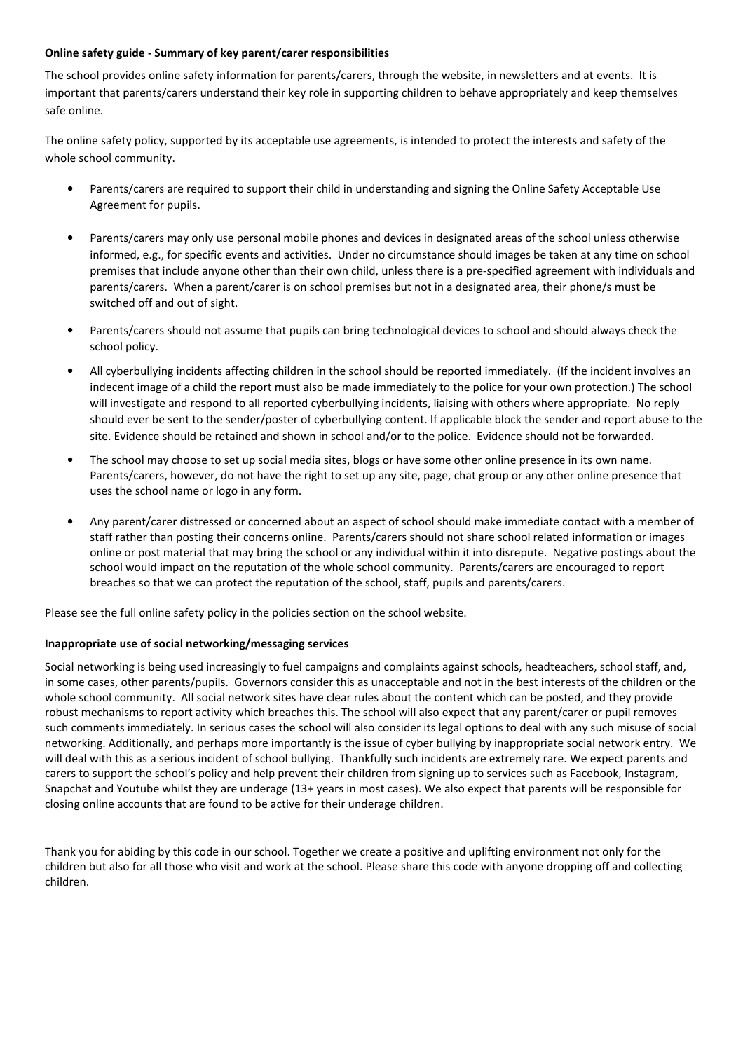**Online safety guide - Summary of key parent/carer responsibilities**

The school provides online safety information for parents/carers, through the website, in newsletters and at events. It is important that parents/carers understand their key role in supporting children to behave appropriately and keep themselves safe online.

The online safety policy, supported by its acceptable use agreements, is intended to protect the interests and safety of the whole school community.

- Parents/carers are required to support their child in understanding and signing the Online Safety Acceptable Use Agreement for pupils.
- Parents/carers may only use personal mobile phones and devices in designated areas of the school unless otherwise informed, e.g., for specific events and activities. Under no circumstance should images be taken at any time on school premises that include anyone other than their own child, unless there is a pre-specified agreement with individuals and parents/carers. When a parent/carer is on school premises but not in a designated area, their phone/s must be switched off and out of sight.
- Parents/carers should not assume that pupils can bring technological devices to school and should always check the school policy.
- All cyberbullying incidents affecting children in the school should be reported immediately. (If the incident involves an indecent image of a child the report must also be made immediately to the police for your own protection.) The school will investigate and respond to all reported cyberbullying incidents, liaising with others where appropriate. No reply should ever be sent to the sender/poster of cyberbullying content. If applicable block the sender and report abuse to the site. Evidence should be retained and shown in school and/or to the police. Evidence should not be forwarded.
- The school may choose to set up social media sites, blogs or have some other online presence in its own name. Parents/carers, however, do not have the right to set up any site, page, chat group or any other online presence that uses the school name or logo in any form.
- Any parent/carer distressed or concerned about an aspect of school should make immediate contact with a member of staff rather than posting their concerns online. Parents/carers should not share school related information or images online or post material that may bring the school or any individual within it into disrepute. Negative postings about the school would impact on the reputation of the whole school community. Parents/carers are encouraged to report breaches so that we can protect the reputation of the school, staff, pupils and parents/carers.

Please see the full online safety policy in the policies section on the school website.

**Inappropriate use of social networking/messaging services**

Social networking is being used increasingly to fuel campaigns and complaints against schools, headteachers, school staff, and, in some cases, other parents/pupils. Governors consider this as unacceptable and not in the best interests of the children or the whole school community. All social network sites have clear rules about the content which can be posted, and they provide robust mechanisms to report activity which breaches this. The school will also expect that any parent/carer or pupil removes such comments immediately. In serious cases the school will also consider its legal options to deal with any such misuse of social networking. Additionally, and perhaps more importantly is the issue of cyber bullying by inappropriate social network entry. We will deal with this as a serious incident of school bullying. Thankfully such incidents are extremely rare. We expect parents and carers to support the school's policy and help prevent their children from signing up to services such as Facebook, Instagram, Snapchat and Youtube whilst they are underage (13+ years in most cases). We also expect that parents will be responsible for closing online accounts that are found to be active for their underage children.

Thank you for abiding by this code in our school. Together we create a positive and uplifting environment not only for the children but also for all those who visit and work at the school. Please share this code with anyone dropping off and collecting children.